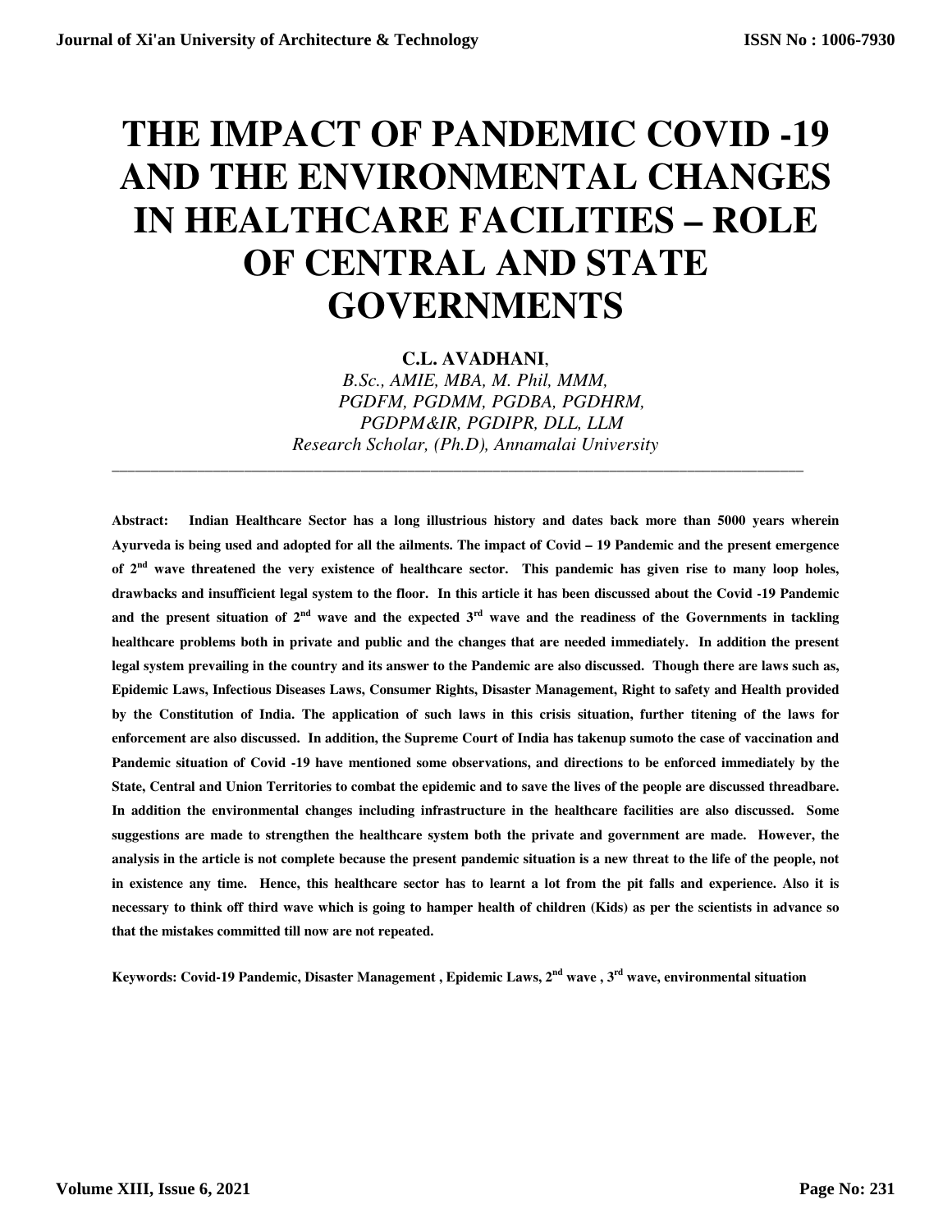# THE IMPACT OF PANDEMIC COVID -19 AND THE ENVIRONMENTAL CHANGES IN HEALTHCARE FACILITIES – ROLE OF CENTRAL AND STATE GOVERNMENTS

**C.L. AVADHANI**,
*B.Sc., AMIE, MBA, M. Phil, MMM, PGDFM, PGDMM, PGDBA, PGDHRM, PGDPM&IR, PGDIPR, DLL, LLM*
*Research Scholar, (Ph.D), Annamalai University*

---

**Abstract: Indian Healthcare Sector has a long illustrious history and dates back more than 5000 years wherein Ayurveda is being used and adopted for all the ailments. The impact of Covid – 19 Pandemic and the present emergence of 2nd wave threatened the very existence of healthcare sector. This pandemic has given rise to many loop holes, drawbacks and insufficient legal system to the floor. In this article it has been discussed about the Covid -19 Pandemic and the present situation of 2nd wave and the expected 3rd wave and the readiness of the Governments in tackling healthcare problems both in private and public and the changes that are needed immediately. In addition the present legal system prevailing in the country and its answer to the Pandemic are also discussed. Though there are laws such as, Epidemic Laws, Infectious Diseases Laws, Consumer Rights, Disaster Management, Right to safety and Health provided by the Constitution of India. The application of such laws in this crisis situation, further titening of the laws for enforcement are also discussed. In addition, the Supreme Court of India has takenup sumoto the case of vaccination and Pandemic situation of Covid -19 have mentioned some observations, and directions to be enforced immediately by the State, Central and Union Territories to combat the epidemic and to save the lives of the people are discussed threadbare. In addition the environmental changes including infrastructure in the healthcare facilities are also discussed. Some suggestions are made to strengthen the healthcare system both the private and government are made. However, the analysis in the article is not complete because the present pandemic situation is a new threat to the life of the people, not in existence any time. Hence, this healthcare sector has to learnt a lot from the pit falls and experience. Also it is necessary to think off third wave which is going to hamper health of children (Kids) as per the scientists in advance so that the mistakes committed till now are not repeated.**

**Keywords: Covid-19 Pandemic, Disaster Management , Epidemic Laws, 2nd wave , 3rd wave, environmental situation**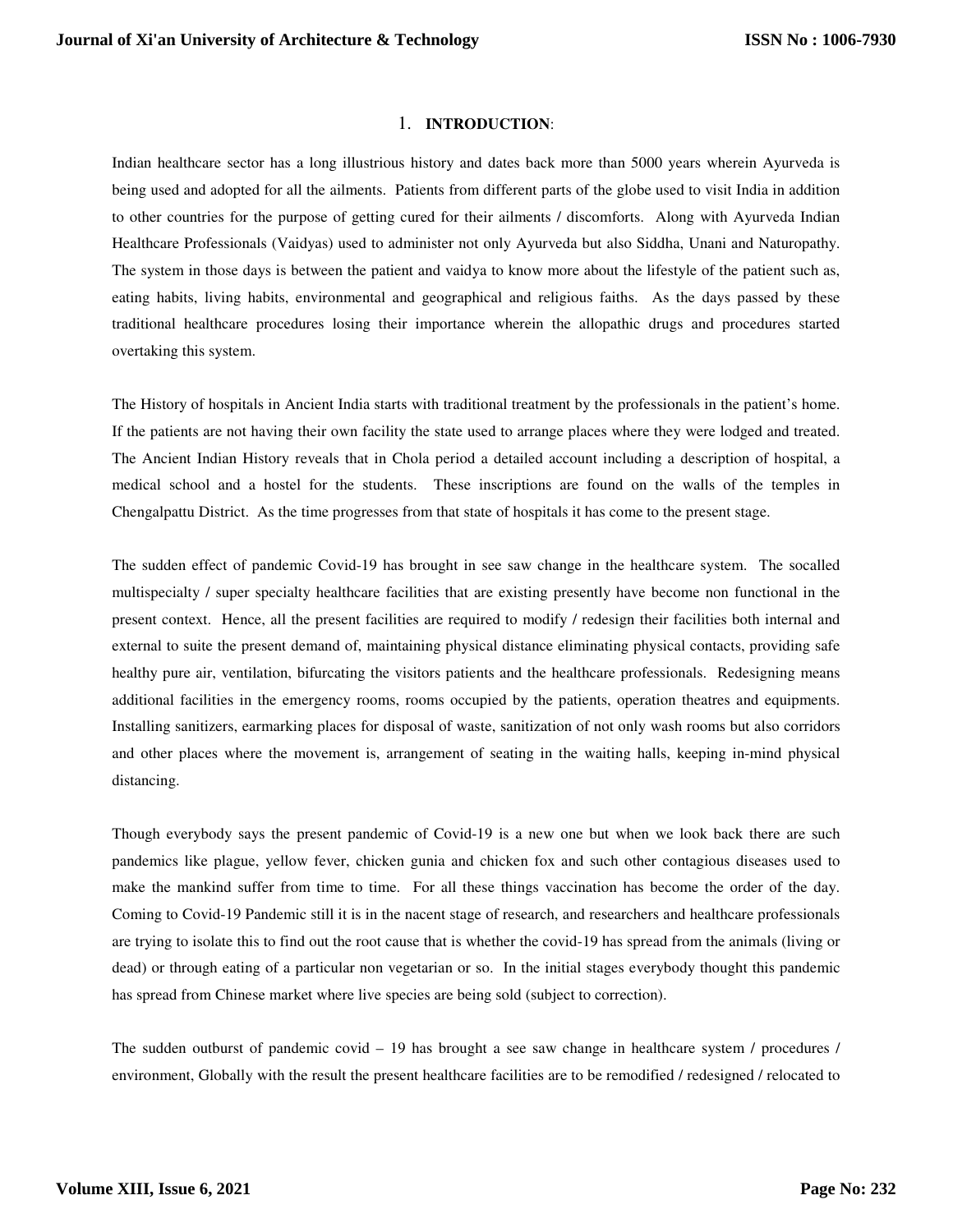## 1. INTRODUCTION:

Indian healthcare sector has a long illustrious history and dates back more than 5000 years wherein Ayurveda is being used and adopted for all the ailments. Patients from different parts of the globe used to visit India in addition to other countries for the purpose of getting cured for their ailments / discomforts. Along with Ayurveda Indian Healthcare Professionals (Vaidyas) used to administer not only Ayurveda but also Siddha, Unani and Naturopathy. The system in those days is between the patient and vaidya to know more about the lifestyle of the patient such as, eating habits, living habits, environmental and geographical and religious faiths. As the days passed by these traditional healthcare procedures losing their importance wherein the allopathic drugs and procedures started overtaking this system.

The History of hospitals in Ancient India starts with traditional treatment by the professionals in the patient's home. If the patients are not having their own facility the state used to arrange places where they were lodged and treated. The Ancient Indian History reveals that in Chola period a detailed account including a description of hospital, a medical school and a hostel for the students. These inscriptions are found on the walls of the temples in Chengalpattu District. As the time progresses from that state of hospitals it has come to the present stage.

The sudden effect of pandemic Covid-19 has brought in see saw change in the healthcare system. The socalled multispecialty / super specialty healthcare facilities that are existing presently have become non functional in the present context. Hence, all the present facilities are required to modify / redesign their facilities both internal and external to suite the present demand of, maintaining physical distance eliminating physical contacts, providing safe healthy pure air, ventilation, bifurcating the visitors patients and the healthcare professionals. Redesigning means additional facilities in the emergency rooms, rooms occupied by the patients, operation theatres and equipments. Installing sanitizers, earmarking places for disposal of waste, sanitization of not only wash rooms but also corridors and other places where the movement is, arrangement of seating in the waiting halls, keeping in-mind physical distancing.

Though everybody says the present pandemic of Covid-19 is a new one but when we look back there are such pandemics like plague, yellow fever, chicken gunia and chicken fox and such other contagious diseases used to make the mankind suffer from time to time. For all these things vaccination has become the order of the day. Coming to Covid-19 Pandemic still it is in the nacent stage of research, and researchers and healthcare professionals are trying to isolate this to find out the root cause that is whether the covid-19 has spread from the animals (living or dead) or through eating of a particular non vegetarian or so. In the initial stages everybody thought this pandemic has spread from Chinese market where live species are being sold (subject to correction).

The sudden outburst of pandemic covid – 19 has brought a see saw change in healthcare system / procedures / environment, Globally with the result the present healthcare facilities are to be remodified / redesigned / relocated to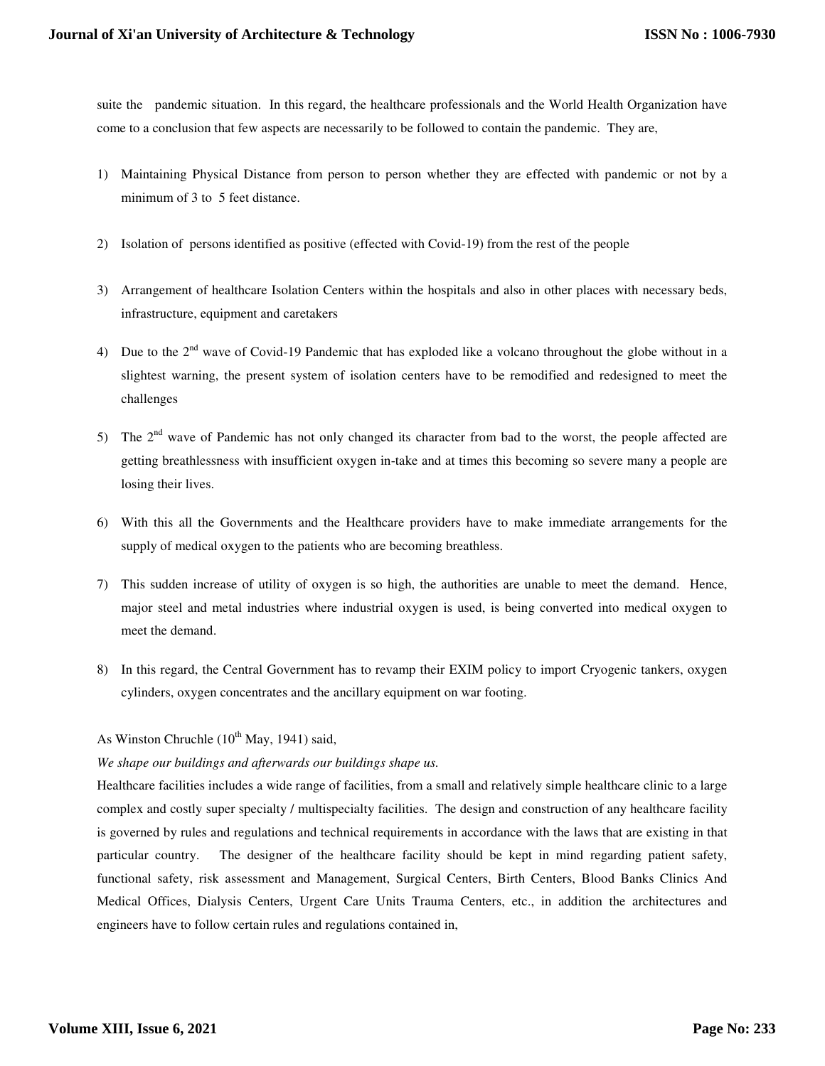suite the pandemic situation. In this regard, the healthcare professionals and the World Health Organization have come to a conclusion that few aspects are necessarily to be followed to contain the pandemic. They are,

1) Maintaining Physical Distance from person to person whether they are effected with pandemic or not by a minimum of 3 to 5 feet distance.

2) Isolation of persons identified as positive (effected with Covid-19) from the rest of the people

3) Arrangement of healthcare Isolation Centers within the hospitals and also in other places with necessary beds, infrastructure, equipment and caretakers

4) Due to the 2nd wave of Covid-19 Pandemic that has exploded like a volcano throughout the globe without in a slightest warning, the present system of isolation centers have to be remodified and redesigned to meet the challenges

5) The 2nd wave of Pandemic has not only changed its character from bad to the worst, the people affected are getting breathlessness with insufficient oxygen in-take and at times this becoming so severe many a people are losing their lives.

6) With this all the Governments and the Healthcare providers have to make immediate arrangements for the supply of medical oxygen to the patients who are becoming breathless.

7) This sudden increase of utility of oxygen is so high, the authorities are unable to meet the demand. Hence, major steel and metal industries where industrial oxygen is used, is being converted into medical oxygen to meet the demand.

8) In this regard, the Central Government has to revamp their EXIM policy to import Cryogenic tankers, oxygen cylinders, oxygen concentrates and the ancillary equipment on war footing.

As Winston Chruchle (10th May, 1941) said,

*We shape our buildings and afterwards our buildings shape us.*

Healthcare facilities includes a wide range of facilities, from a small and relatively simple healthcare clinic to a large complex and costly super specialty / multispecialty facilities. The design and construction of any healthcare facility is governed by rules and regulations and technical requirements in accordance with the laws that are existing in that particular country. The designer of the healthcare facility should be kept in mind regarding patient safety, functional safety, risk assessment and Management, Surgical Centers, Birth Centers, Blood Banks Clinics And Medical Offices, Dialysis Centers, Urgent Care Units Trauma Centers, etc., in addition the architectures and engineers have to follow certain rules and regulations contained in,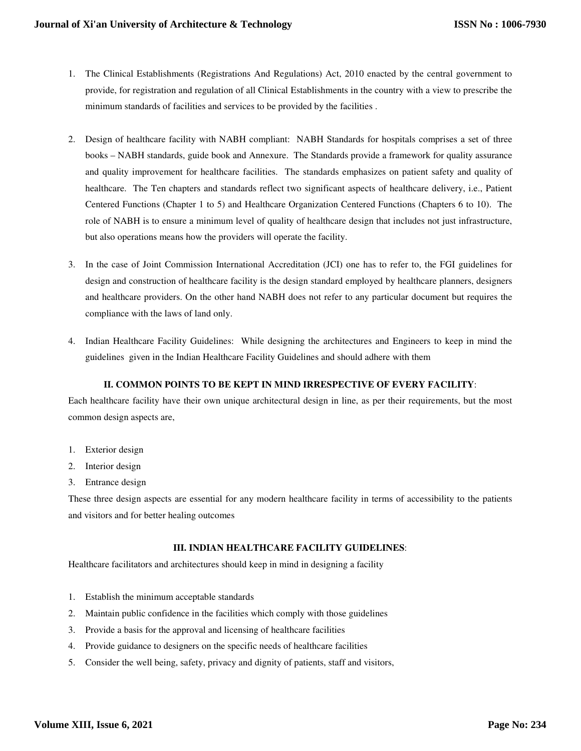1. The Clinical Establishments (Registrations And Regulations) Act, 2010 enacted by the central government to provide, for registration and regulation of all Clinical Establishments in the country with a view to prescribe the minimum standards of facilities and services to be provided by the facilities .

2. Design of healthcare facility with NABH compliant: NABH Standards for hospitals comprises a set of three books – NABH standards, guide book and Annexure. The Standards provide a framework for quality assurance and quality improvement for healthcare facilities. The standards emphasizes on patient safety and quality of healthcare. The Ten chapters and standards reflect two significant aspects of healthcare delivery, i.e., Patient Centered Functions (Chapter 1 to 5) and Healthcare Organization Centered Functions (Chapters 6 to 10). The role of NABH is to ensure a minimum level of quality of healthcare design that includes not just infrastructure, but also operations means how the providers will operate the facility.

3. In the case of Joint Commission International Accreditation (JCI) one has to refer to, the FGI guidelines for design and construction of healthcare facility is the design standard employed by healthcare planners, designers and healthcare providers. On the other hand NABH does not refer to any particular document but requires the compliance with the laws of land only.

4. Indian Healthcare Facility Guidelines: While designing the architectures and Engineers to keep in mind the guidelines given in the Indian Healthcare Facility Guidelines and should adhere with them

## II. COMMON POINTS TO BE KEPT IN MIND IRRESPECTIVE OF EVERY FACILITY:

Each healthcare facility have their own unique architectural design in line, as per their requirements, but the most common design aspects are,

1. Exterior design
2. Interior design
3. Entrance design

These three design aspects are essential for any modern healthcare facility in terms of accessibility to the patients and visitors and for better healing outcomes

## III. INDIAN HEALTHCARE FACILITY GUIDELINES:

Healthcare facilitators and architectures should keep in mind in designing a facility

1. Establish the minimum acceptable standards
2. Maintain public confidence in the facilities which comply with those guidelines
3. Provide a basis for the approval and licensing of healthcare facilities
4. Provide guidance to designers on the specific needs of healthcare facilities
5. Consider the well being, safety, privacy and dignity of patients, staff and visitors,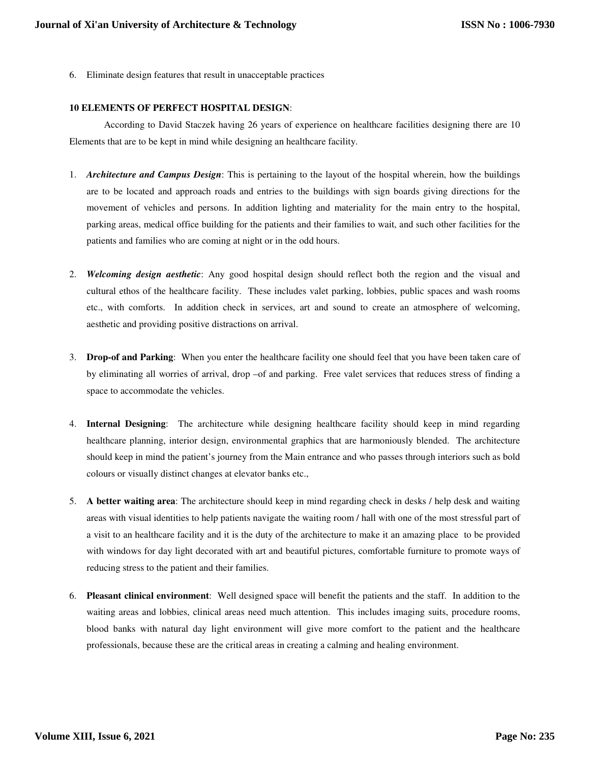6. Eliminate design features that result in unacceptable practices

**10 ELEMENTS OF PERFECT HOSPITAL DESIGN**:

According to David Staczek having 26 years of experience on healthcare facilities designing there are 10 Elements that are to be kept in mind while designing an healthcare facility.

1. ***Architecture and Campus Design***: This is pertaining to the layout of the hospital wherein, how the buildings are to be located and approach roads and entries to the buildings with sign boards giving directions for the movement of vehicles and persons. In addition lighting and materiality for the main entry to the hospital, parking areas, medical office building for the patients and their families to wait, and such other facilities for the patients and families who are coming at night or in the odd hours.

2. ***Welcoming design aesthetic***: Any good hospital design should reflect both the region and the visual and cultural ethos of the healthcare facility. These includes valet parking, lobbies, public spaces and wash rooms etc., with comforts. In addition check in services, art and sound to create an atmosphere of welcoming, aesthetic and providing positive distractions on arrival.

3. **Drop-of and Parking**: When you enter the healthcare facility one should feel that you have been taken care of by eliminating all worries of arrival, drop –of and parking. Free valet services that reduces stress of finding a space to accommodate the vehicles.

4. **Internal Designing**: The architecture while designing healthcare facility should keep in mind regarding healthcare planning, interior design, environmental graphics that are harmoniously blended. The architecture should keep in mind the patient's journey from the Main entrance and who passes through interiors such as bold colours or visually distinct changes at elevator banks etc.,

5. **A better waiting area**: The architecture should keep in mind regarding check in desks / help desk and waiting areas with visual identities to help patients navigate the waiting room / hall with one of the most stressful part of a visit to an healthcare facility and it is the duty of the architecture to make it an amazing place to be provided with windows for day light decorated with art and beautiful pictures, comfortable furniture to promote ways of reducing stress to the patient and their families.

6. **Pleasant clinical environment**: Well designed space will benefit the patients and the staff. In addition to the waiting areas and lobbies, clinical areas need much attention. This includes imaging suits, procedure rooms, blood banks with natural day light environment will give more comfort to the patient and the healthcare professionals, because these are the critical areas in creating a calming and healing environment.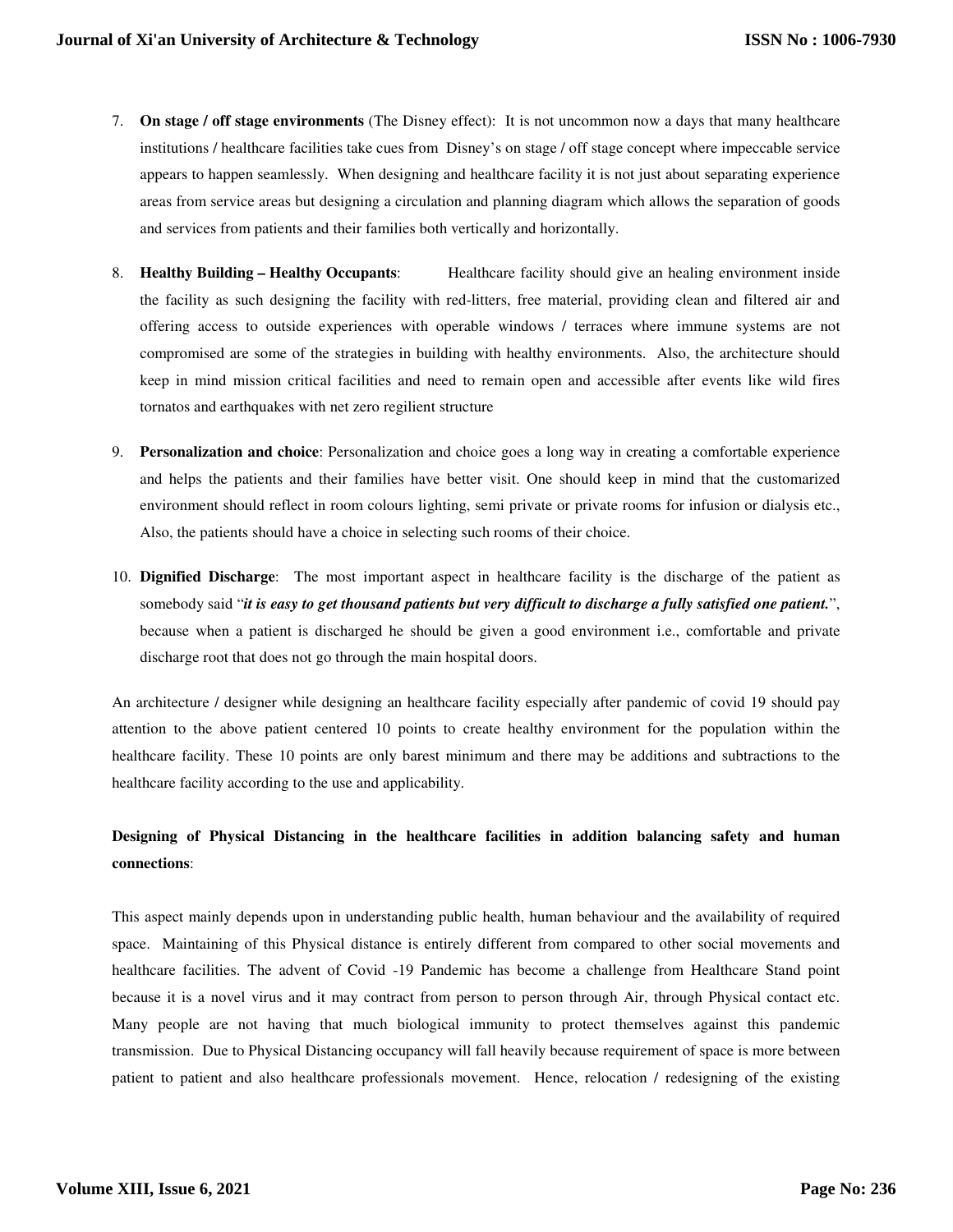7. **On stage / off stage environments** (The Disney effect): It is not uncommon now a days that many healthcare institutions / healthcare facilities take cues from Disney's on stage / off stage concept where impeccable service appears to happen seamlessly. When designing and healthcare facility it is not just about separating experience areas from service areas but designing a circulation and planning diagram which allows the separation of goods and services from patients and their families both vertically and horizontally.

8. **Healthy Building – Healthy Occupants**: Healthcare facility should give an healing environment inside the facility as such designing the facility with red-litters, free material, providing clean and filtered air and offering access to outside experiences with operable windows / terraces where immune systems are not compromised are some of the strategies in building with healthy environments. Also, the architecture should keep in mind mission critical facilities and need to remain open and accessible after events like wild fires tornatos and earthquakes with net zero regilient structure

9. **Personalization and choice**: Personalization and choice goes a long way in creating a comfortable experience and helps the patients and their families have better visit. One should keep in mind that the customarized environment should reflect in room colours lighting, semi private or private rooms for infusion or dialysis etc., Also, the patients should have a choice in selecting such rooms of their choice.

10. **Dignified Discharge**: The most important aspect in healthcare facility is the discharge of the patient as somebody said "***it is easy to get thousand patients but very difficult to discharge a fully satisfied one patient.***", because when a patient is discharged he should be given a good environment i.e., comfortable and private discharge root that does not go through the main hospital doors.

An architecture / designer while designing an healthcare facility especially after pandemic of covid 19 should pay attention to the above patient centered 10 points to create healthy environment for the population within the healthcare facility. These 10 points are only barest minimum and there may be additions and subtractions to the healthcare facility according to the use and applicability.

**Designing of Physical Distancing in the healthcare facilities in addition balancing safety and human connections**:

This aspect mainly depends upon in understanding public health, human behaviour and the availability of required space. Maintaining of this Physical distance is entirely different from compared to other social movements and healthcare facilities. The advent of Covid -19 Pandemic has become a challenge from Healthcare Stand point because it is a novel virus and it may contract from person to person through Air, through Physical contact etc. Many people are not having that much biological immunity to protect themselves against this pandemic transmission. Due to Physical Distancing occupancy will fall heavily because requirement of space is more between patient to patient and also healthcare professionals movement. Hence, relocation / redesigning of the existing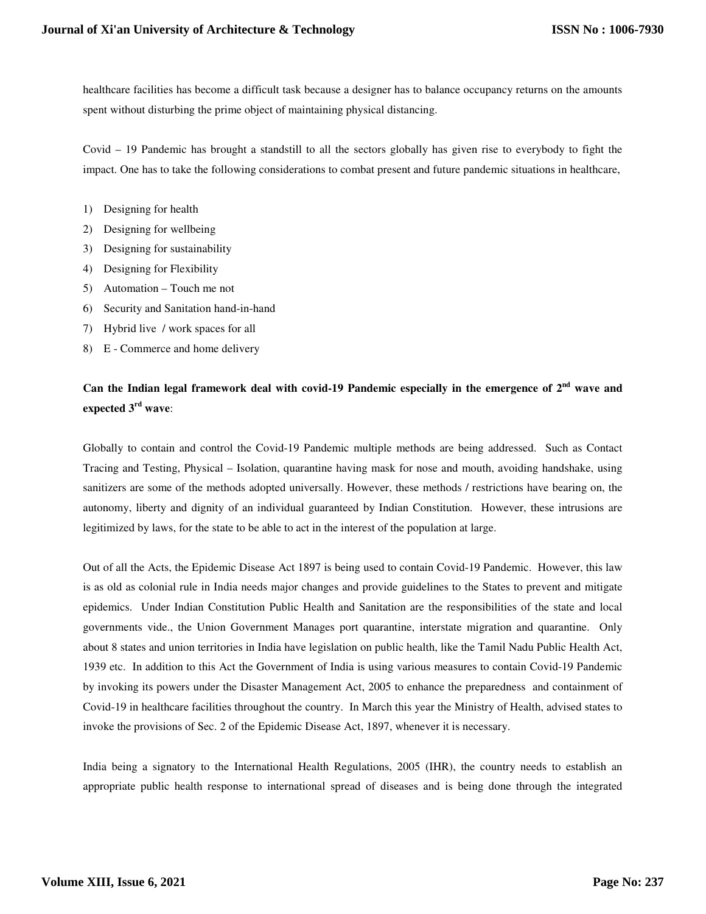healthcare facilities has become a difficult task because a designer has to balance occupancy returns on the amounts spent without disturbing the prime object of maintaining physical distancing.

Covid – 19 Pandemic has brought a standstill to all the sectors globally has given rise to everybody to fight the impact. One has to take the following considerations to combat present and future pandemic situations in healthcare,

1) Designing for health
2) Designing for wellbeing
3) Designing for sustainability
4) Designing for Flexibility
5) Automation – Touch me not
6) Security and Sanitation hand-in-hand
7) Hybrid live / work spaces for all
8) E - Commerce and home delivery

**Can the Indian legal framework deal with covid-19 Pandemic especially in the emergence of 2nd wave and expected 3rd wave**:

Globally to contain and control the Covid-19 Pandemic multiple methods are being addressed. Such as Contact Tracing and Testing, Physical – Isolation, quarantine having mask for nose and mouth, avoiding handshake, using sanitizers are some of the methods adopted universally. However, these methods / restrictions have bearing on, the autonomy, liberty and dignity of an individual guaranteed by Indian Constitution. However, these intrusions are legitimized by laws, for the state to be able to act in the interest of the population at large.

Out of all the Acts, the Epidemic Disease Act 1897 is being used to contain Covid-19 Pandemic. However, this law is as old as colonial rule in India needs major changes and provide guidelines to the States to prevent and mitigate epidemics. Under Indian Constitution Public Health and Sanitation are the responsibilities of the state and local governments vide., the Union Government Manages port quarantine, interstate migration and quarantine. Only about 8 states and union territories in India have legislation on public health, like the Tamil Nadu Public Health Act, 1939 etc. In addition to this Act the Government of India is using various measures to contain Covid-19 Pandemic by invoking its powers under the Disaster Management Act, 2005 to enhance the preparedness and containment of Covid-19 in healthcare facilities throughout the country. In March this year the Ministry of Health, advised states to invoke the provisions of Sec. 2 of the Epidemic Disease Act, 1897, whenever it is necessary.

India being a signatory to the International Health Regulations, 2005 (IHR), the country needs to establish an appropriate public health response to international spread of diseases and is being done through the integrated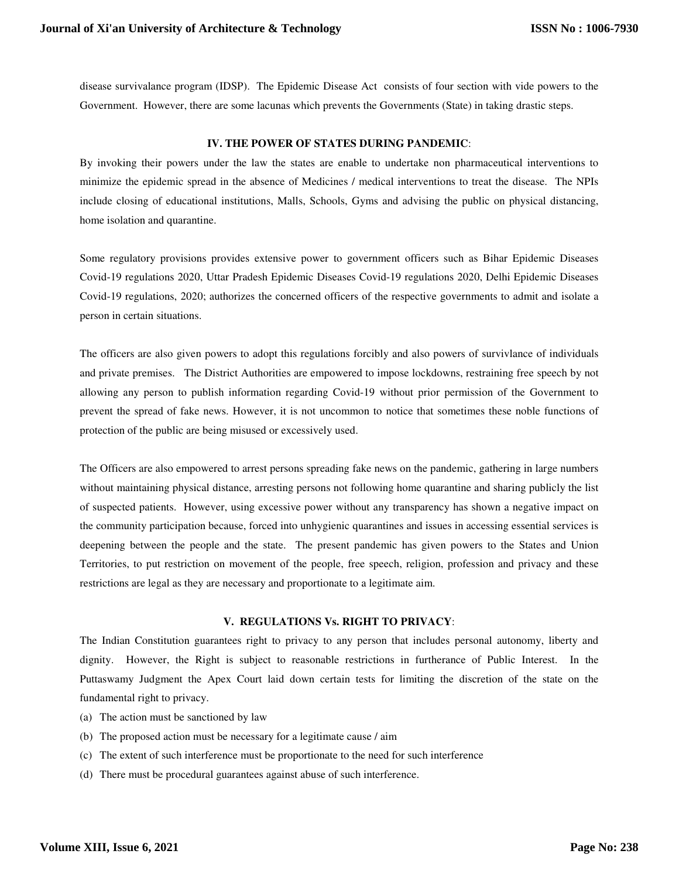disease survivalance program (IDSP). The Epidemic Disease Act consists of four section with vide powers to the Government. However, there are some lacunas which prevents the Governments (State) in taking drastic steps.

## IV. THE POWER OF STATES DURING PANDEMIC:

By invoking their powers under the law the states are enable to undertake non pharmaceutical interventions to minimize the epidemic spread in the absence of Medicines / medical interventions to treat the disease. The NPIs include closing of educational institutions, Malls, Schools, Gyms and advising the public on physical distancing, home isolation and quarantine.

Some regulatory provisions provides extensive power to government officers such as Bihar Epidemic Diseases Covid-19 regulations 2020, Uttar Pradesh Epidemic Diseases Covid-19 regulations 2020, Delhi Epidemic Diseases Covid-19 regulations, 2020; authorizes the concerned officers of the respective governments to admit and isolate a person in certain situations.

The officers are also given powers to adopt this regulations forcibly and also powers of survivlance of individuals and private premises. The District Authorities are empowered to impose lockdowns, restraining free speech by not allowing any person to publish information regarding Covid-19 without prior permission of the Government to prevent the spread of fake news. However, it is not uncommon to notice that sometimes these noble functions of protection of the public are being misused or excessively used.

The Officers are also empowered to arrest persons spreading fake news on the pandemic, gathering in large numbers without maintaining physical distance, arresting persons not following home quarantine and sharing publicly the list of suspected patients. However, using excessive power without any transparency has shown a negative impact on the community participation because, forced into unhygienic quarantines and issues in accessing essential services is deepening between the people and the state. The present pandemic has given powers to the States and Union Territories, to put restriction on movement of the people, free speech, religion, profession and privacy and these restrictions are legal as they are necessary and proportionate to a legitimate aim.

## V. REGULATIONS Vs. RIGHT TO PRIVACY:

The Indian Constitution guarantees right to privacy to any person that includes personal autonomy, liberty and dignity. However, the Right is subject to reasonable restrictions in furtherance of Public Interest. In the Puttaswamy Judgment the Apex Court laid down certain tests for limiting the discretion of the state on the fundamental right to privacy.

(a) The action must be sanctioned by law

(b) The proposed action must be necessary for a legitimate cause / aim

(c) The extent of such interference must be proportionate to the need for such interference

(d) There must be procedural guarantees against abuse of such interference.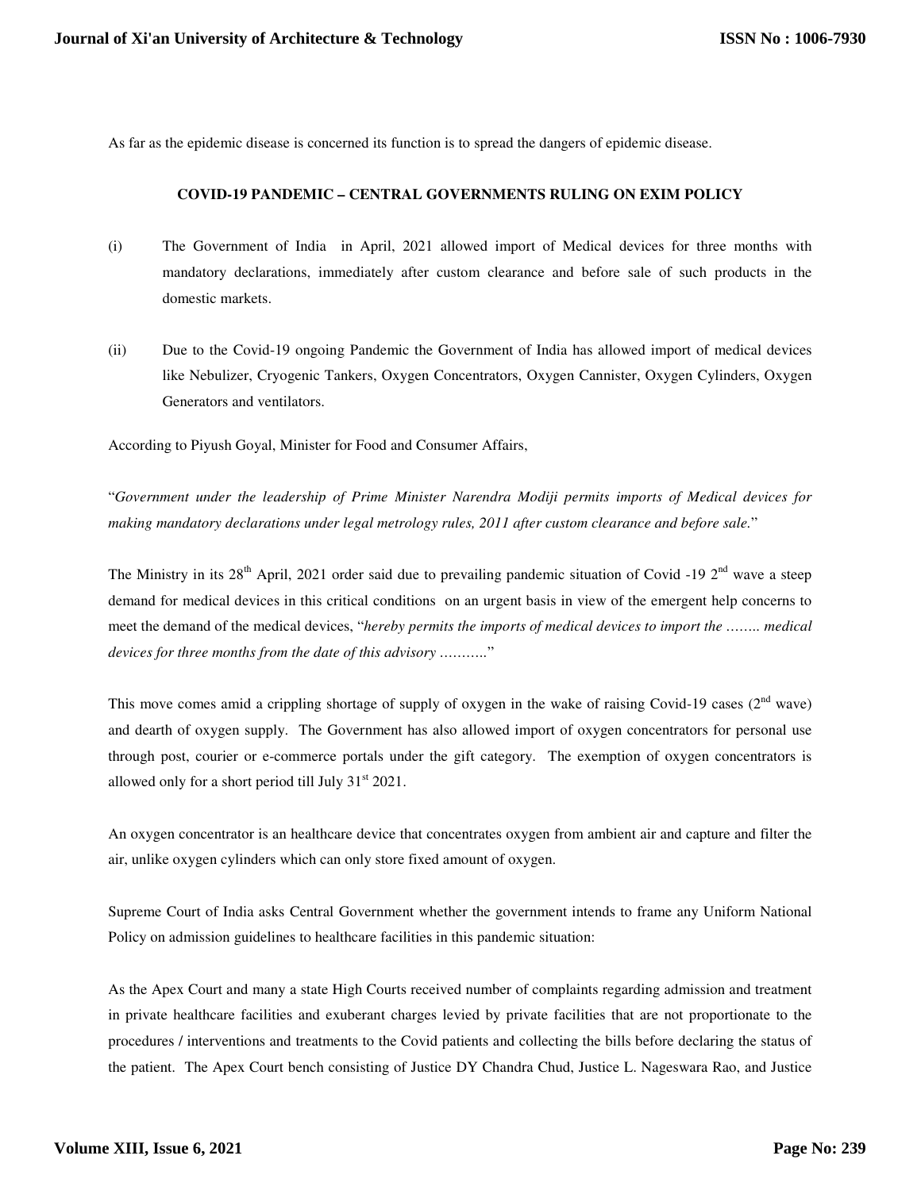As far as the epidemic disease is concerned its function is to spread the dangers of epidemic disease.

**COVID-19 PANDEMIC – CENTRAL GOVERNMENTS RULING ON EXIM POLICY**

(i) The Government of India in April, 2021 allowed import of Medical devices for three months with mandatory declarations, immediately after custom clearance and before sale of such products in the domestic markets.

(ii) Due to the Covid-19 ongoing Pandemic the Government of India has allowed import of medical devices like Nebulizer, Cryogenic Tankers, Oxygen Concentrators, Oxygen Cannister, Oxygen Cylinders, Oxygen Generators and ventilators.

According to Piyush Goyal, Minister for Food and Consumer Affairs,

"*Government under the leadership of Prime Minister Narendra Modiji permits imports of Medical devices for making mandatory declarations under legal metrology rules, 2011 after custom clearance and before sale.*"

The Ministry in its 28th April, 2021 order said due to prevailing pandemic situation of Covid -19 2nd wave a steep demand for medical devices in this critical conditions on an urgent basis in view of the emergent help concerns to meet the demand of the medical devices, "*hereby permits the imports of medical devices to import the …….. medical devices for three months from the date of this advisory ………..*"

This move comes amid a crippling shortage of supply of oxygen in the wake of raising Covid-19 cases (2nd wave) and dearth of oxygen supply. The Government has also allowed import of oxygen concentrators for personal use through post, courier or e-commerce portals under the gift category. The exemption of oxygen concentrators is allowed only for a short period till July 31st 2021.

An oxygen concentrator is an healthcare device that concentrates oxygen from ambient air and capture and filter the air, unlike oxygen cylinders which can only store fixed amount of oxygen.

Supreme Court of India asks Central Government whether the government intends to frame any Uniform National Policy on admission guidelines to healthcare facilities in this pandemic situation:

As the Apex Court and many a state High Courts received number of complaints regarding admission and treatment in private healthcare facilities and exuberant charges levied by private facilities that are not proportionate to the procedures / interventions and treatments to the Covid patients and collecting the bills before declaring the status of the patient. The Apex Court bench consisting of Justice DY Chandra Chud, Justice L. Nageswara Rao, and Justice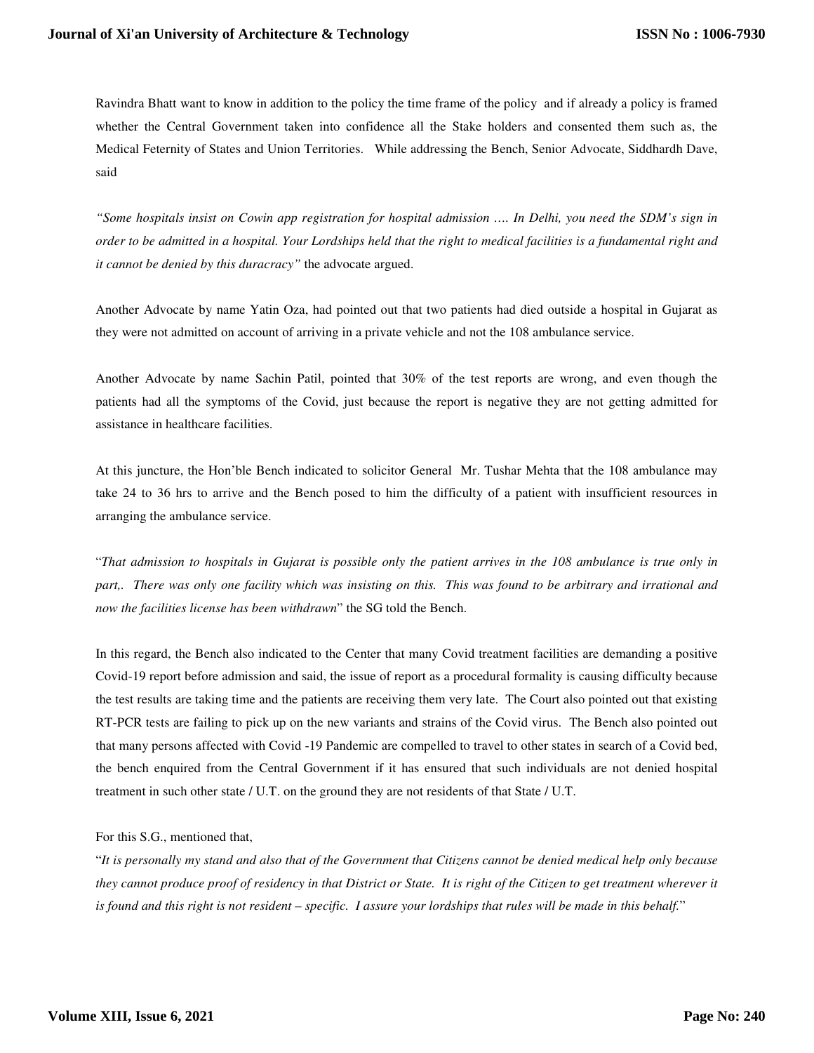Ravindra Bhatt want to know in addition to the policy the time frame of the policy and if already a policy is framed whether the Central Government taken into confidence all the Stake holders and consented them such as, the Medical Feternity of States and Union Territories. While addressing the Bench, Senior Advocate, Siddhardh Dave, said

*"Some hospitals insist on Cowin app registration for hospital admission …. In Delhi, you need the SDM's sign in order to be admitted in a hospital. Your Lordships held that the right to medical facilities is a fundamental right and it cannot be denied by this duracracy"* the advocate argued.

Another Advocate by name Yatin Oza, had pointed out that two patients had died outside a hospital in Gujarat as they were not admitted on account of arriving in a private vehicle and not the 108 ambulance service.

Another Advocate by name Sachin Patil, pointed that 30% of the test reports are wrong, and even though the patients had all the symptoms of the Covid, just because the report is negative they are not getting admitted for assistance in healthcare facilities.

At this juncture, the Hon'ble Bench indicated to solicitor General Mr. Tushar Mehta that the 108 ambulance may take 24 to 36 hrs to arrive and the Bench posed to him the difficulty of a patient with insufficient resources in arranging the ambulance service.

"*That admission to hospitals in Gujarat is possible only the patient arrives in the 108 ambulance is true only in part,. There was only one facility which was insisting on this. This was found to be arbitrary and irrational and now the facilities license has been withdrawn*" the SG told the Bench.

In this regard, the Bench also indicated to the Center that many Covid treatment facilities are demanding a positive Covid-19 report before admission and said, the issue of report as a procedural formality is causing difficulty because the test results are taking time and the patients are receiving them very late. The Court also pointed out that existing RT-PCR tests are failing to pick up on the new variants and strains of the Covid virus. The Bench also pointed out that many persons affected with Covid -19 Pandemic are compelled to travel to other states in search of a Covid bed, the bench enquired from the Central Government if it has ensured that such individuals are not denied hospital treatment in such other state / U.T. on the ground they are not residents of that State / U.T.

For this S.G., mentioned that,

"*It is personally my stand and also that of the Government that Citizens cannot be denied medical help only because they cannot produce proof of residency in that District or State. It is right of the Citizen to get treatment wherever it is found and this right is not resident – specific. I assure your lordships that rules will be made in this behalf.*"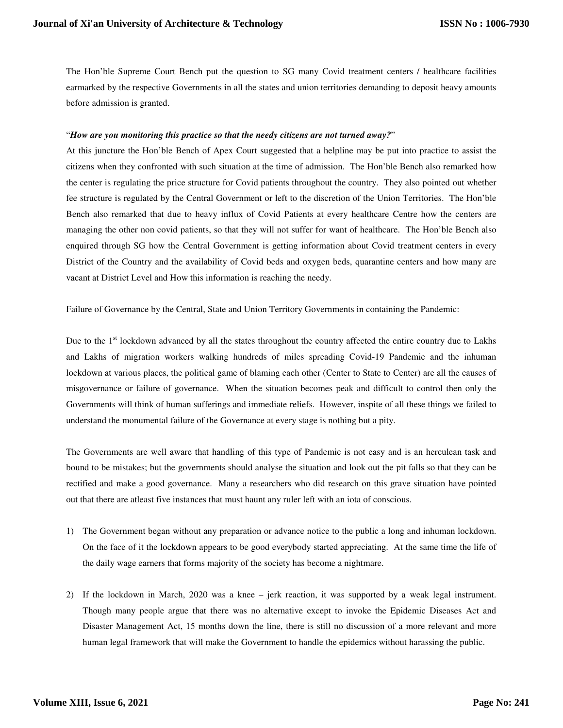The Hon'ble Supreme Court Bench put the question to SG many Covid treatment centers / healthcare facilities earmarked by the respective Governments in all the states and union territories demanding to deposit heavy amounts before admission is granted.

"***How are you monitoring this practice so that the needy citizens are not turned away?***"

At this juncture the Hon'ble Bench of Apex Court suggested that a helpline may be put into practice to assist the citizens when they confronted with such situation at the time of admission. The Hon'ble Bench also remarked how the center is regulating the price structure for Covid patients throughout the country. They also pointed out whether fee structure is regulated by the Central Government or left to the discretion of the Union Territories. The Hon'ble Bench also remarked that due to heavy influx of Covid Patients at every healthcare Centre how the centers are managing the other non covid patients, so that they will not suffer for want of healthcare. The Hon'ble Bench also enquired through SG how the Central Government is getting information about Covid treatment centers in every District of the Country and the availability of Covid beds and oxygen beds, quarantine centers and how many are vacant at District Level and How this information is reaching the needy.

Failure of Governance by the Central, State and Union Territory Governments in containing the Pandemic:

Due to the 1st lockdown advanced by all the states throughout the country affected the entire country due to Lakhs and Lakhs of migration workers walking hundreds of miles spreading Covid-19 Pandemic and the inhuman lockdown at various places, the political game of blaming each other (Center to State to Center) are all the causes of misgovernance or failure of governance. When the situation becomes peak and difficult to control then only the Governments will think of human sufferings and immediate reliefs. However, inspite of all these things we failed to understand the monumental failure of the Governance at every stage is nothing but a pity.

The Governments are well aware that handling of this type of Pandemic is not easy and is an herculean task and bound to be mistakes; but the governments should analyse the situation and look out the pit falls so that they can be rectified and make a good governance. Many a researchers who did research on this grave situation have pointed out that there are atleast five instances that must haunt any ruler left with an iota of conscious.

1) The Government began without any preparation or advance notice to the public a long and inhuman lockdown. On the face of it the lockdown appears to be good everybody started appreciating. At the same time the life of the daily wage earners that forms majority of the society has become a nightmare.

2) If the lockdown in March, 2020 was a knee – jerk reaction, it was supported by a weak legal instrument. Though many people argue that there was no alternative except to invoke the Epidemic Diseases Act and Disaster Management Act, 15 months down the line, there is still no discussion of a more relevant and more human legal framework that will make the Government to handle the epidemics without harassing the public.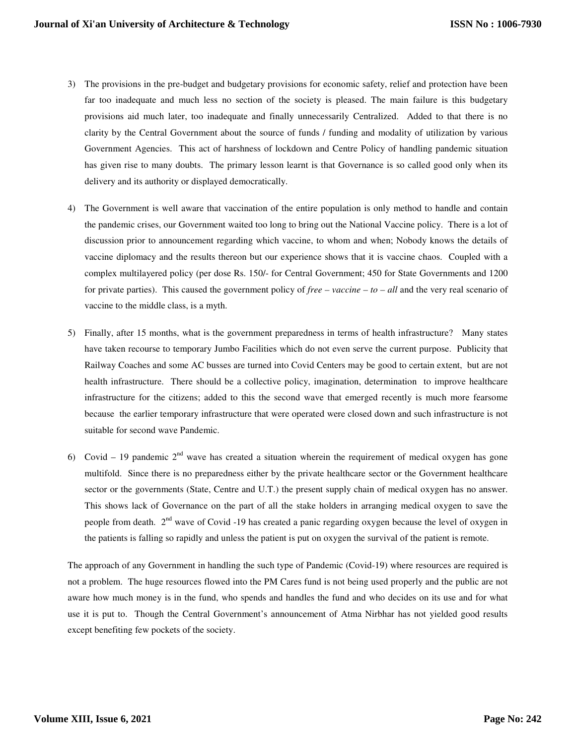3) The provisions in the pre-budget and budgetary provisions for economic safety, relief and protection have been far too inadequate and much less no section of the society is pleased. The main failure is this budgetary provisions aid much later, too inadequate and finally unnecessarily Centralized. Added to that there is no clarity by the Central Government about the source of funds / funding and modality of utilization by various Government Agencies. This act of harshness of lockdown and Centre Policy of handling pandemic situation has given rise to many doubts. The primary lesson learnt is that Governance is so called good only when its delivery and its authority or displayed democratically.

4) The Government is well aware that vaccination of the entire population is only method to handle and contain the pandemic crises, our Government waited too long to bring out the National Vaccine policy. There is a lot of discussion prior to announcement regarding which vaccine, to whom and when; Nobody knows the details of vaccine diplomacy and the results thereon but our experience shows that it is vaccine chaos. Coupled with a complex multilayered policy (per dose Rs. 150/- for Central Government; 450 for State Governments and 1200 for private parties). This caused the government policy of *free – vaccine – to – all* and the very real scenario of vaccine to the middle class, is a myth.

5) Finally, after 15 months, what is the government preparedness in terms of health infrastructure? Many states have taken recourse to temporary Jumbo Facilities which do not even serve the current purpose. Publicity that Railway Coaches and some AC busses are turned into Covid Centers may be good to certain extent, but are not health infrastructure. There should be a collective policy, imagination, determination to improve healthcare infrastructure for the citizens; added to this the second wave that emerged recently is much more fearsome because the earlier temporary infrastructure that were operated were closed down and such infrastructure is not suitable for second wave Pandemic.

6) Covid – 19 pandemic 2nd wave has created a situation wherein the requirement of medical oxygen has gone multifold. Since there is no preparedness either by the private healthcare sector or the Government healthcare sector or the governments (State, Centre and U.T.) the present supply chain of medical oxygen has no answer. This shows lack of Governance on the part of all the stake holders in arranging medical oxygen to save the people from death. 2nd wave of Covid -19 has created a panic regarding oxygen because the level of oxygen in the patients is falling so rapidly and unless the patient is put on oxygen the survival of the patient is remote.

The approach of any Government in handling the such type of Pandemic (Covid-19) where resources are required is not a problem. The huge resources flowed into the PM Cares fund is not being used properly and the public are not aware how much money is in the fund, who spends and handles the fund and who decides on its use and for what use it is put to. Though the Central Government's announcement of Atma Nirbhar has not yielded good results except benefiting few pockets of the society.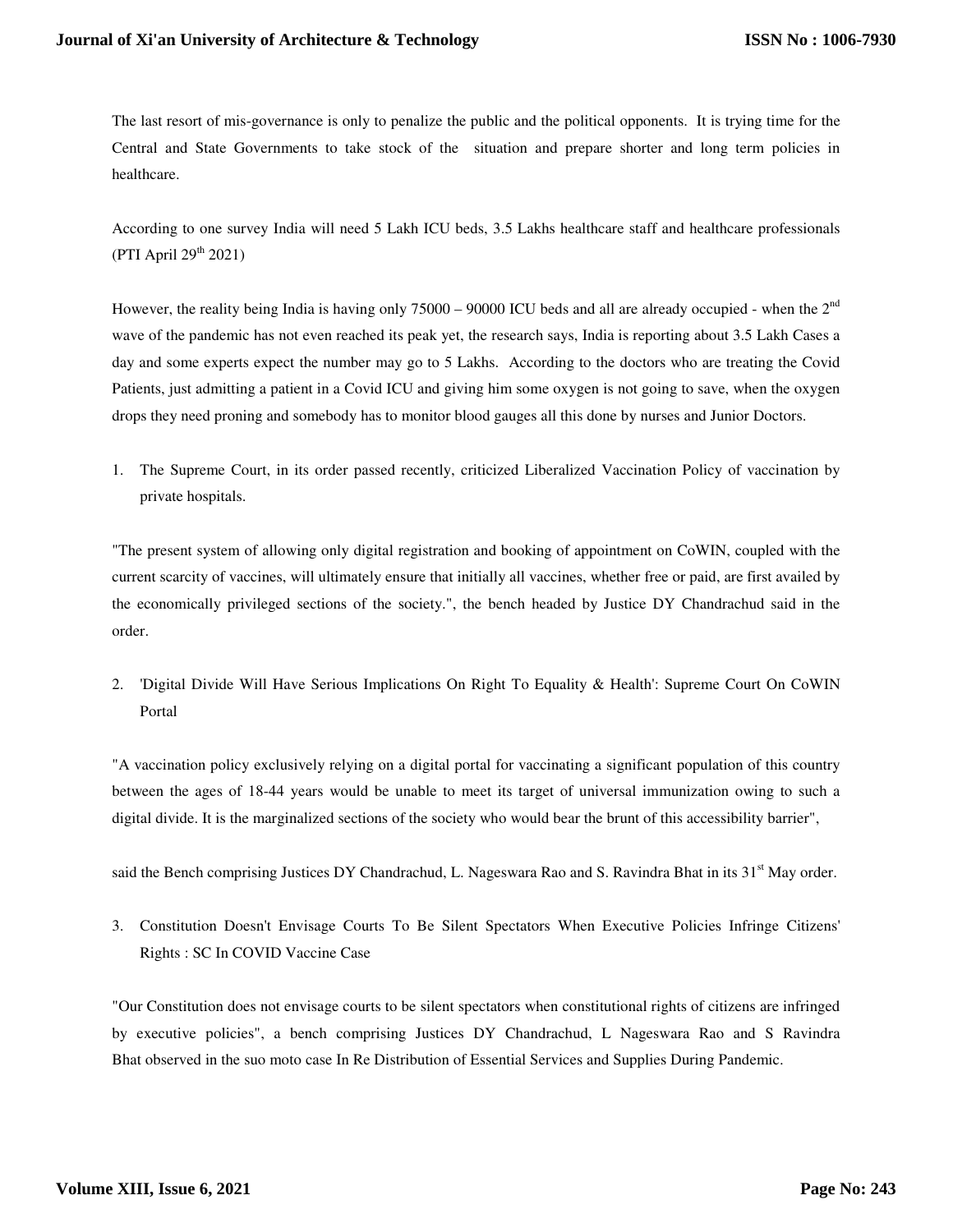The last resort of mis-governance is only to penalize the public and the political opponents. It is trying time for the Central and State Governments to take stock of the situation and prepare shorter and long term policies in healthcare.

According to one survey India will need 5 Lakh ICU beds, 3.5 Lakhs healthcare staff and healthcare professionals (PTI April 29th 2021)

However, the reality being India is having only 75000 – 90000 ICU beds and all are already occupied - when the 2nd wave of the pandemic has not even reached its peak yet, the research says, India is reporting about 3.5 Lakh Cases a day and some experts expect the number may go to 5 Lakhs. According to the doctors who are treating the Covid Patients, just admitting a patient in a Covid ICU and giving him some oxygen is not going to save, when the oxygen drops they need proning and somebody has to monitor blood gauges all this done by nurses and Junior Doctors.

1. The Supreme Court, in its order passed recently, criticized Liberalized Vaccination Policy of vaccination by private hospitals.

"The present system of allowing only digital registration and booking of appointment on CoWIN, coupled with the current scarcity of vaccines, will ultimately ensure that initially all vaccines, whether free or paid, are first availed by the economically privileged sections of the society.", the bench headed by Justice DY Chandrachud said in the order.

2. 'Digital Divide Will Have Serious Implications On Right To Equality & Health': Supreme Court On CoWIN Portal

"A vaccination policy exclusively relying on a digital portal for vaccinating a significant population of this country between the ages of 18-44 years would be unable to meet its target of universal immunization owing to such a digital divide. It is the marginalized sections of the society who would bear the brunt of this accessibility barrier",

said the Bench comprising Justices DY Chandrachud, L. Nageswara Rao and S. Ravindra Bhat in its 31st May order.

3. Constitution Doesn't Envisage Courts To Be Silent Spectators When Executive Policies Infringe Citizens' Rights : SC In COVID Vaccine Case

"Our Constitution does not envisage courts to be silent spectators when constitutional rights of citizens are infringed by executive policies", a bench comprising Justices DY Chandrachud, L Nageswara Rao and S Ravindra Bhat observed in the suo moto case In Re Distribution of Essential Services and Supplies During Pandemic.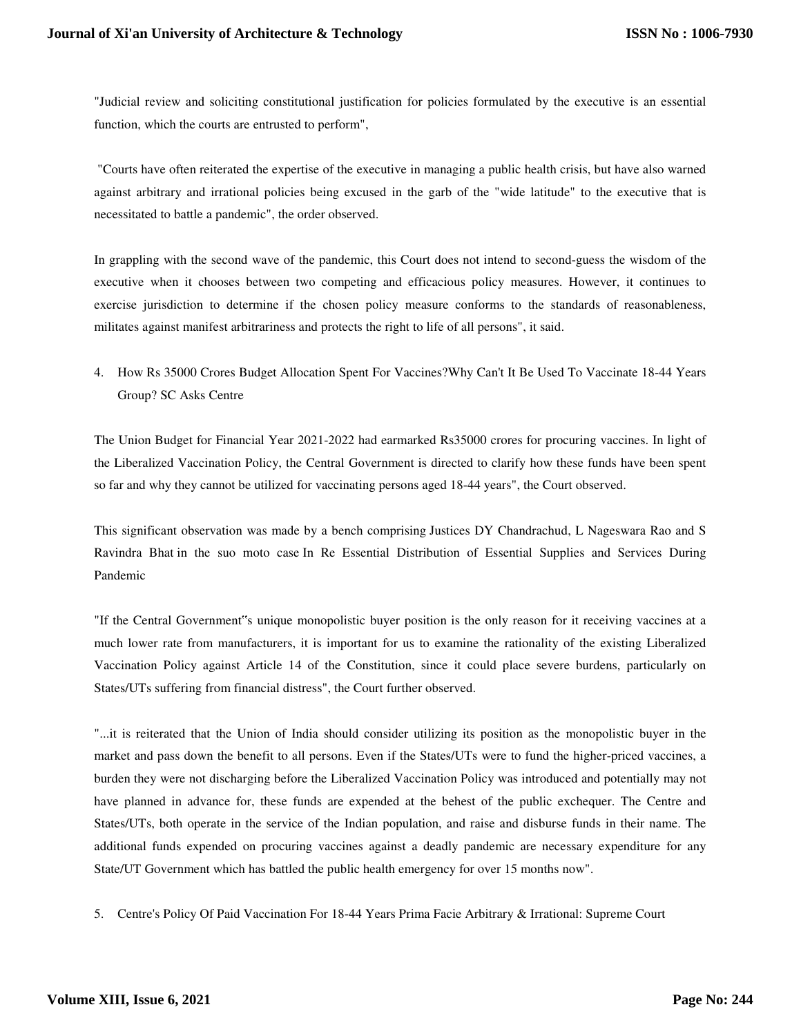"Judicial review and soliciting constitutional justification for policies formulated by the executive is an essential function, which the courts are entrusted to perform",

"Courts have often reiterated the expertise of the executive in managing a public health crisis, but have also warned against arbitrary and irrational policies being excused in the garb of the "wide latitude" to the executive that is necessitated to battle a pandemic", the order observed.

In grappling with the second wave of the pandemic, this Court does not intend to second-guess the wisdom of the executive when it chooses between two competing and efficacious policy measures. However, it continues to exercise jurisdiction to determine if the chosen policy measure conforms to the standards of reasonableness, militates against manifest arbitrariness and protects the right to life of all persons", it said.

4. How Rs 35000 Crores Budget Allocation Spent For Vaccines?Why Can't It Be Used To Vaccinate 18-44 Years Group? SC Asks Centre

The Union Budget for Financial Year 2021-2022 had earmarked Rs35000 crores for procuring vaccines. In light of the Liberalized Vaccination Policy, the Central Government is directed to clarify how these funds have been spent so far and why they cannot be utilized for vaccinating persons aged 18-44 years", the Court observed.

This significant observation was made by a bench comprising Justices DY Chandrachud, L Nageswara Rao and S Ravindra Bhat in the suo moto case In Re Essential Distribution of Essential Supplies and Services During Pandemic

"If the Central Government‟s unique monopolistic buyer position is the only reason for it receiving vaccines at a much lower rate from manufacturers, it is important for us to examine the rationality of the existing Liberalized Vaccination Policy against Article 14 of the Constitution, since it could place severe burdens, particularly on States/UTs suffering from financial distress", the Court further observed.

"...it is reiterated that the Union of India should consider utilizing its position as the monopolistic buyer in the market and pass down the benefit to all persons. Even if the States/UTs were to fund the higher-priced vaccines, a burden they were not discharging before the Liberalized Vaccination Policy was introduced and potentially may not have planned in advance for, these funds are expended at the behest of the public exchequer. The Centre and States/UTs, both operate in the service of the Indian population, and raise and disburse funds in their name. The additional funds expended on procuring vaccines against a deadly pandemic are necessary expenditure for any State/UT Government which has battled the public health emergency for over 15 months now".

5. Centre's Policy Of Paid Vaccination For 18-44 Years Prima Facie Arbitrary & Irrational: Supreme Court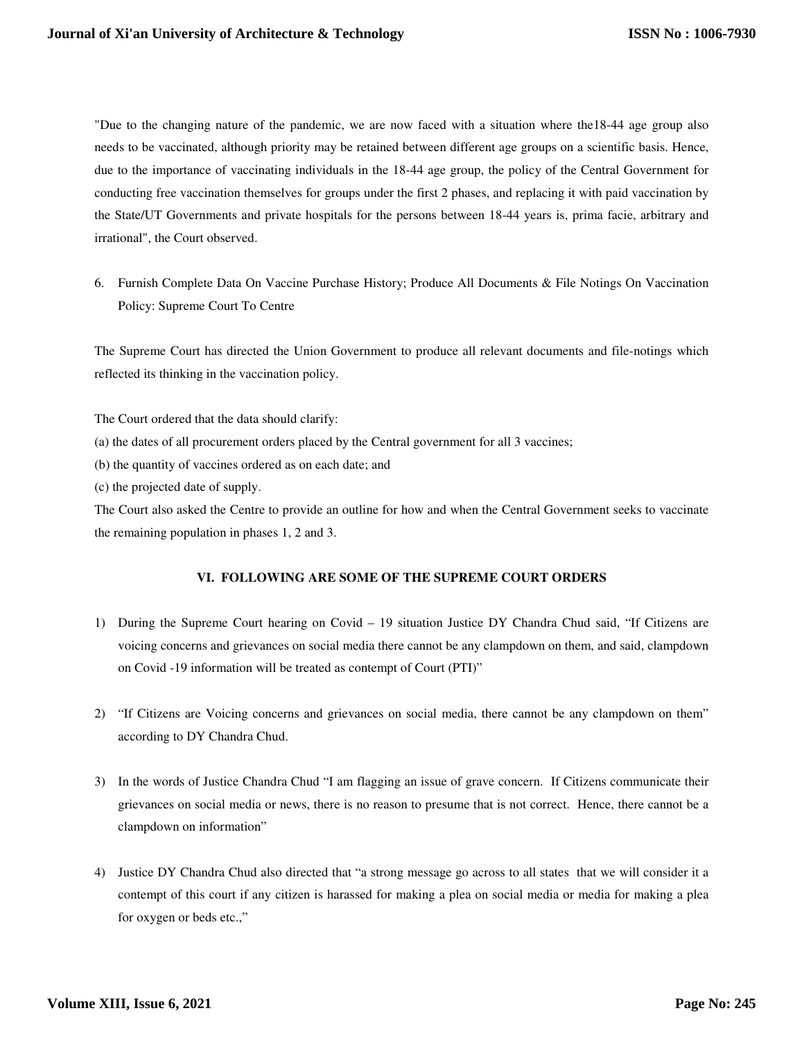"Due to the changing nature of the pandemic, we are now faced with a situation where the18-44 age group also needs to be vaccinated, although priority may be retained between different age groups on a scientific basis. Hence, due to the importance of vaccinating individuals in the 18-44 age group, the policy of the Central Government for conducting free vaccination themselves for groups under the first 2 phases, and replacing it with paid vaccination by the State/UT Governments and private hospitals for the persons between 18-44 years is, prima facie, arbitrary and irrational", the Court observed.

6. Furnish Complete Data On Vaccine Purchase History; Produce All Documents & File Notings On Vaccination Policy: Supreme Court To Centre

The Supreme Court has directed the Union Government to produce all relevant documents and file-notings which reflected its thinking in the vaccination policy.

The Court ordered that the data should clarify:

(a) the dates of all procurement orders placed by the Central government for all 3 vaccines;

(b) the quantity of vaccines ordered as on each date; and

(c) the projected date of supply.

The Court also asked the Centre to provide an outline for how and when the Central Government seeks to vaccinate the remaining population in phases 1, 2 and 3.

## VI. FOLLOWING ARE SOME OF THE SUPREME COURT ORDERS

1) During the Supreme Court hearing on Covid – 19 situation Justice DY Chandra Chud said, "If Citizens are voicing concerns and grievances on social media there cannot be any clampdown on them, and said, clampdown on Covid -19 information will be treated as contempt of Court (PTI)"

2) "If Citizens are Voicing concerns and grievances on social media, there cannot be any clampdown on them" according to DY Chandra Chud.

3) In the words of Justice Chandra Chud "I am flagging an issue of grave concern. If Citizens communicate their grievances on social media or news, there is no reason to presume that is not correct. Hence, there cannot be a clampdown on information"

4) Justice DY Chandra Chud also directed that "a strong message go across to all states that we will consider it a contempt of this court if any citizen is harassed for making a plea on social media or media for making a plea for oxygen or beds etc.,"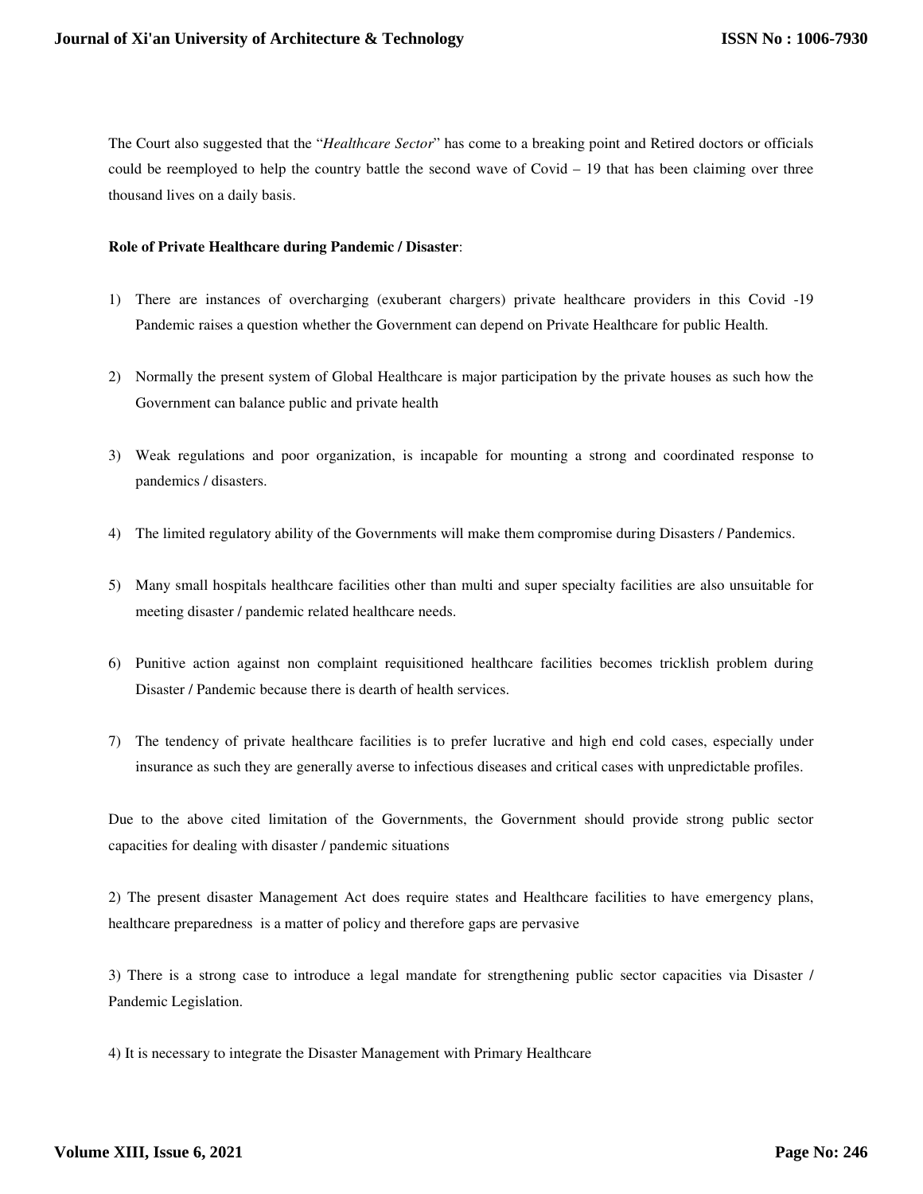The Court also suggested that the "*Healthcare Sector*" has come to a breaking point and Retired doctors or officials could be reemployed to help the country battle the second wave of Covid – 19 that has been claiming over three thousand lives on a daily basis.

**Role of Private Healthcare during Pandemic / Disaster**:

1) There are instances of overcharging (exuberant chargers) private healthcare providers in this Covid -19 Pandemic raises a question whether the Government can depend on Private Healthcare for public Health.

2) Normally the present system of Global Healthcare is major participation by the private houses as such how the Government can balance public and private health

3) Weak regulations and poor organization, is incapable for mounting a strong and coordinated response to pandemics / disasters.

4) The limited regulatory ability of the Governments will make them compromise during Disasters / Pandemics.

5) Many small hospitals healthcare facilities other than multi and super specialty facilities are also unsuitable for meeting disaster / pandemic related healthcare needs.

6) Punitive action against non complaint requisitioned healthcare facilities becomes tricklish problem during Disaster / Pandemic because there is dearth of health services.

7) The tendency of private healthcare facilities is to prefer lucrative and high end cold cases, especially under insurance as such they are generally averse to infectious diseases and critical cases with unpredictable profiles.

Due to the above cited limitation of the Governments, the Government should provide strong public sector capacities for dealing with disaster / pandemic situations

2) The present disaster Management Act does require states and Healthcare facilities to have emergency plans, healthcare preparedness is a matter of policy and therefore gaps are pervasive

3) There is a strong case to introduce a legal mandate for strengthening public sector capacities via Disaster / Pandemic Legislation.

4) It is necessary to integrate the Disaster Management with Primary Healthcare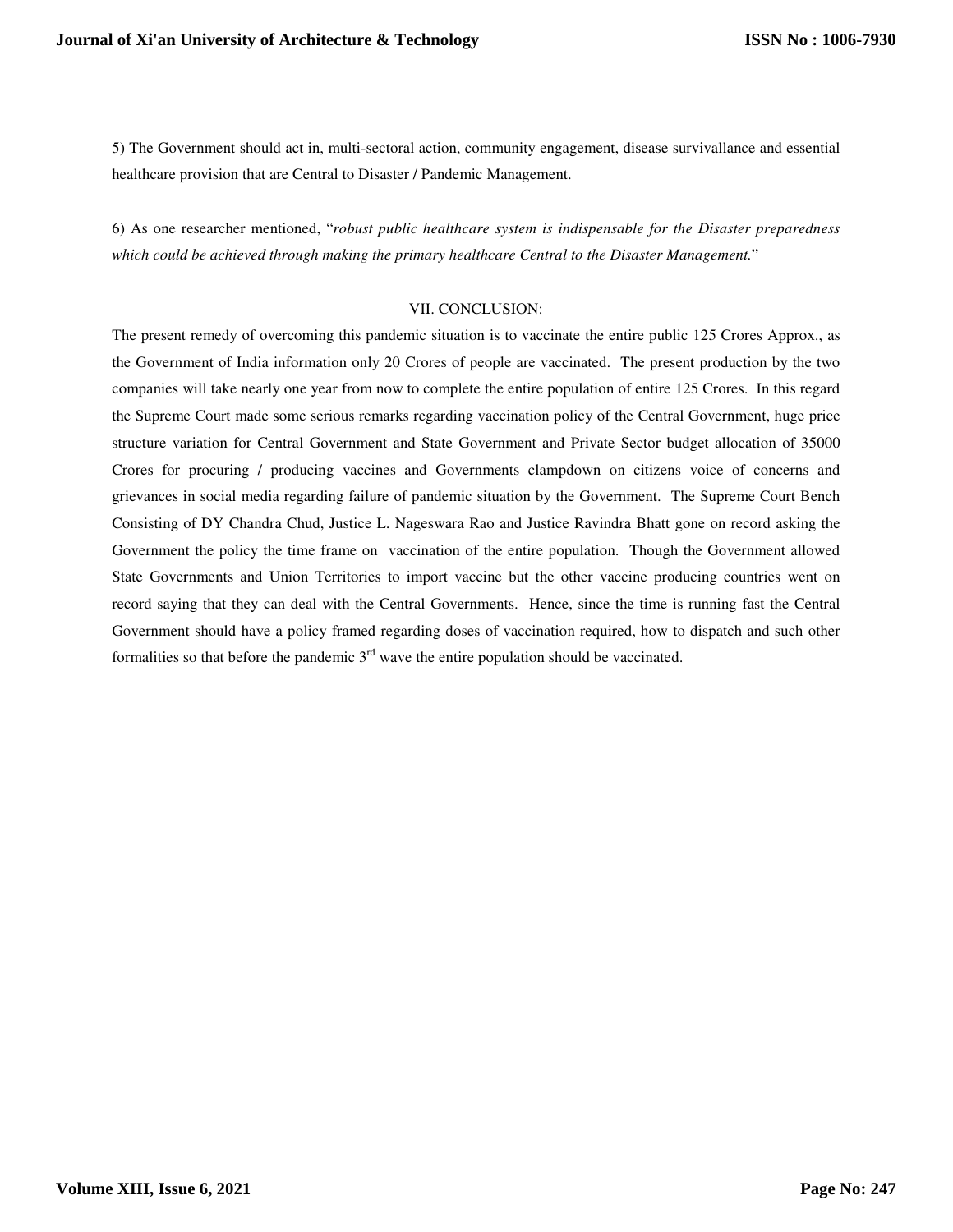5) The Government should act in, multi-sectoral action, community engagement, disease survivallance and essential healthcare provision that are Central to Disaster / Pandemic Management.

6) As one researcher mentioned, "*robust public healthcare system is indispensable for the Disaster preparedness which could be achieved through making the primary healthcare Central to the Disaster Management.*"

## VII. CONCLUSION:

The present remedy of overcoming this pandemic situation is to vaccinate the entire public 125 Crores Approx., as the Government of India information only 20 Crores of people are vaccinated. The present production by the two companies will take nearly one year from now to complete the entire population of entire 125 Crores. In this regard the Supreme Court made some serious remarks regarding vaccination policy of the Central Government, huge price structure variation for Central Government and State Government and Private Sector budget allocation of 35000 Crores for procuring / producing vaccines and Governments clampdown on citizens voice of concerns and grievances in social media regarding failure of pandemic situation by the Government. The Supreme Court Bench Consisting of DY Chandra Chud, Justice L. Nageswara Rao and Justice Ravindra Bhatt gone on record asking the Government the policy the time frame on vaccination of the entire population. Though the Government allowed State Governments and Union Territories to import vaccine but the other vaccine producing countries went on record saying that they can deal with the Central Governments. Hence, since the time is running fast the Central Government should have a policy framed regarding doses of vaccination required, how to dispatch and such other formalities so that before the pandemic 3rd wave the entire population should be vaccinated.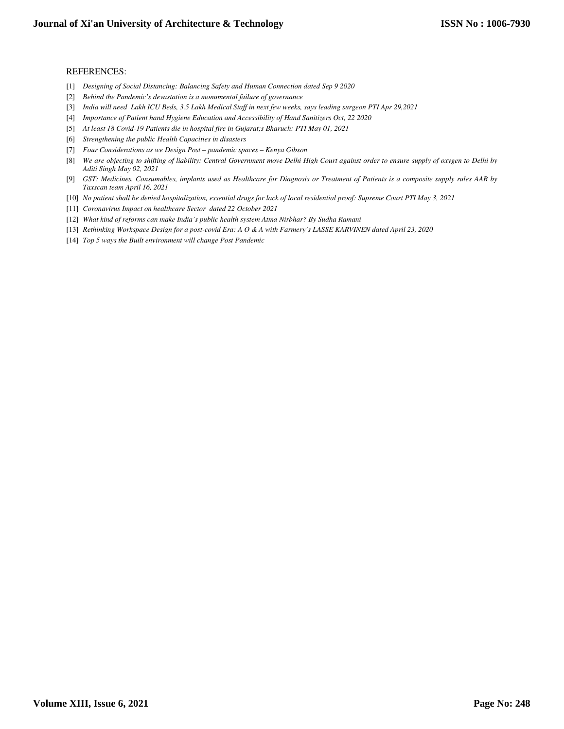REFERENCES:

[1] *Designing of Social Distancing: Balancing Safety and Human Connection dated Sep 9 2020*

[2] *Behind the Pandemic's devastation is a monumental failure of governance*

[3] *India will need Lakh ICU Beds, 3.5 Lakh Medical Staff in next few weeks, says leading surgeon PTI Apr 29,2021*

[4] *Importance of Patient hand Hygiene Education and Accessibility of Hand Sanitizers Oct, 22 2020*

[5] *At least 18 Covid-19 Patients die in hospital fire in Gujarat;s Bharuch: PTI May 01, 2021*

[6] *Strengthening the public Health Capacities in disasters*

[7] *Four Considerations as we Design Post – pandemic spaces – Kenya Gibson*

[8] *We are objecting to shifting of liability: Central Government move Delhi High Court against order to ensure supply of oxygen to Delhi by Aditi Singh May 02, 2021*

[9] *GST: Medicines, Consumables, implants used as Healthcare for Diagnosis or Treatment of Patients is a composite supply rules AAR by Taxscan team April 16, 2021*

[10] *No patient shall be denied hospitalization, essential drugs for lack of local residential proof: Supreme Court PTI May 3, 2021*

[11] *Coronavirus Impact on healthcare Sector dated 22 October 2021*

[12] *What kind of reforms can make India's public health system Atma Nirbhar? By Sudha Ramani*

[13] *Rethinking Workspace Design for a post-covid Era: A O & A with Farmery's LASSE KARVINEN dated April 23, 2020*

[14] *Top 5 ways the Built environment will change Post Pandemic*